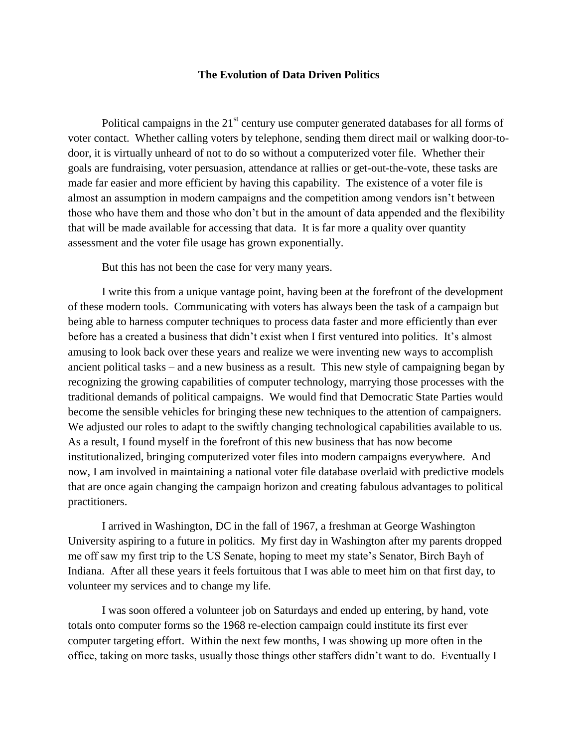# The Evolution of Data Driven Politics

Political campaigns in the 21st century use computer generated databases for all forms of voter contact. Whether calling voters by telephone, sending them direct mail or walking door-to-door, it is virtually unheard of not to do so without a computerized voter file. Whether their goals are fundraising, voter persuasion, attendance at rallies or get-out-the-vote, these tasks are made far easier and more efficient by having this capability. The existence of a voter file is almost an assumption in modern campaigns and the competition among vendors isn't between those who have them and those who don't but in the amount of data appended and the flexibility that will be made available for accessing that data. It is far more a quality over quantity assessment and the voter file usage has grown exponentially.

But this has not been the case for very many years.

I write this from a unique vantage point, having been at the forefront of the development of these modern tools. Communicating with voters has always been the task of a campaign but being able to harness computer techniques to process data faster and more efficiently than ever before has a created a business that didn't exist when I first ventured into politics. It's almost amusing to look back over these years and realize we were inventing new ways to accomplish ancient political tasks – and a new business as a result. This new style of campaigning began by recognizing the growing capabilities of computer technology, marrying those processes with the traditional demands of political campaigns. We would find that Democratic State Parties would become the sensible vehicles for bringing these new techniques to the attention of campaigners. We adjusted our roles to adapt to the swiftly changing technological capabilities available to us. As a result, I found myself in the forefront of this new business that has now become institutionalized, bringing computerized voter files into modern campaigns everywhere. And now, I am involved in maintaining a national voter file database overlaid with predictive models that are once again changing the campaign horizon and creating fabulous advantages to political practitioners.

I arrived in Washington, DC in the fall of 1967, a freshman at George Washington University aspiring to a future in politics. My first day in Washington after my parents dropped me off saw my first trip to the US Senate, hoping to meet my state's Senator, Birch Bayh of Indiana. After all these years it feels fortuitous that I was able to meet him on that first day, to volunteer my services and to change my life.

I was soon offered a volunteer job on Saturdays and ended up entering, by hand, vote totals onto computer forms so the 1968 re-election campaign could institute its first ever computer targeting effort. Within the next few months, I was showing up more often in the office, taking on more tasks, usually those things other staffers didn't want to do. Eventually I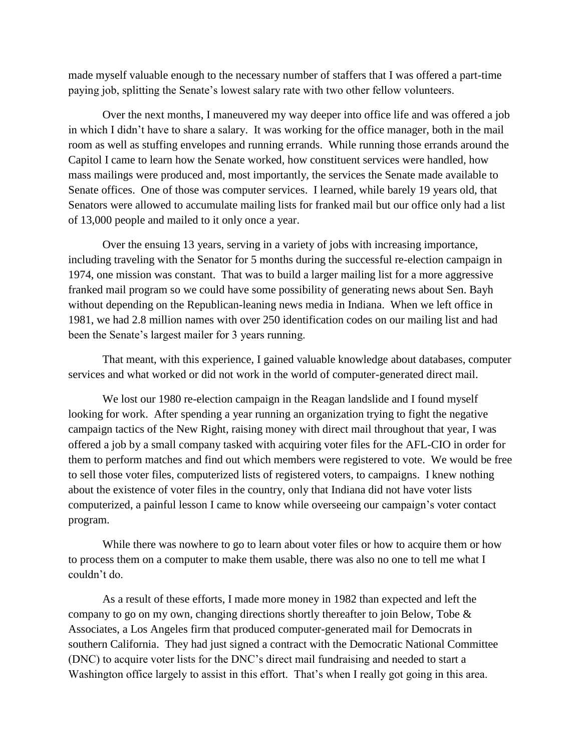made myself valuable enough to the necessary number of staffers that I was offered a part-time paying job, splitting the Senate's lowest salary rate with two other fellow volunteers.

Over the next months, I maneuvered my way deeper into office life and was offered a job in which I didn't have to share a salary. It was working for the office manager, both in the mail room as well as stuffing envelopes and running errands. While running those errands around the Capitol I came to learn how the Senate worked, how constituent services were handled, how mass mailings were produced and, most importantly, the services the Senate made available to Senate offices. One of those was computer services. I learned, while barely 19 years old, that Senators were allowed to accumulate mailing lists for franked mail but our office only had a list of 13,000 people and mailed to it only once a year.

Over the ensuing 13 years, serving in a variety of jobs with increasing importance, including traveling with the Senator for 5 months during the successful re-election campaign in 1974, one mission was constant. That was to build a larger mailing list for a more aggressive franked mail program so we could have some possibility of generating news about Sen. Bayh without depending on the Republican-leaning news media in Indiana. When we left office in 1981, we had 2.8 million names with over 250 identification codes on our mailing list and had been the Senate's largest mailer for 3 years running.

That meant, with this experience, I gained valuable knowledge about databases, computer services and what worked or did not work in the world of computer-generated direct mail.

We lost our 1980 re-election campaign in the Reagan landslide and I found myself looking for work. After spending a year running an organization trying to fight the negative campaign tactics of the New Right, raising money with direct mail throughout that year, I was offered a job by a small company tasked with acquiring voter files for the AFL-CIO in order for them to perform matches and find out which members were registered to vote. We would be free to sell those voter files, computerized lists of registered voters, to campaigns. I knew nothing about the existence of voter files in the country, only that Indiana did not have voter lists computerized, a painful lesson I came to know while overseeing our campaign's voter contact program.

While there was nowhere to go to learn about voter files or how to acquire them or how to process them on a computer to make them usable, there was also no one to tell me what I couldn't do.

As a result of these efforts, I made more money in 1982 than expected and left the company to go on my own, changing directions shortly thereafter to join Below, Tobe & Associates, a Los Angeles firm that produced computer-generated mail for Democrats in southern California. They had just signed a contract with the Democratic National Committee (DNC) to acquire voter lists for the DNC's direct mail fundraising and needed to start a Washington office largely to assist in this effort. That's when I really got going in this area.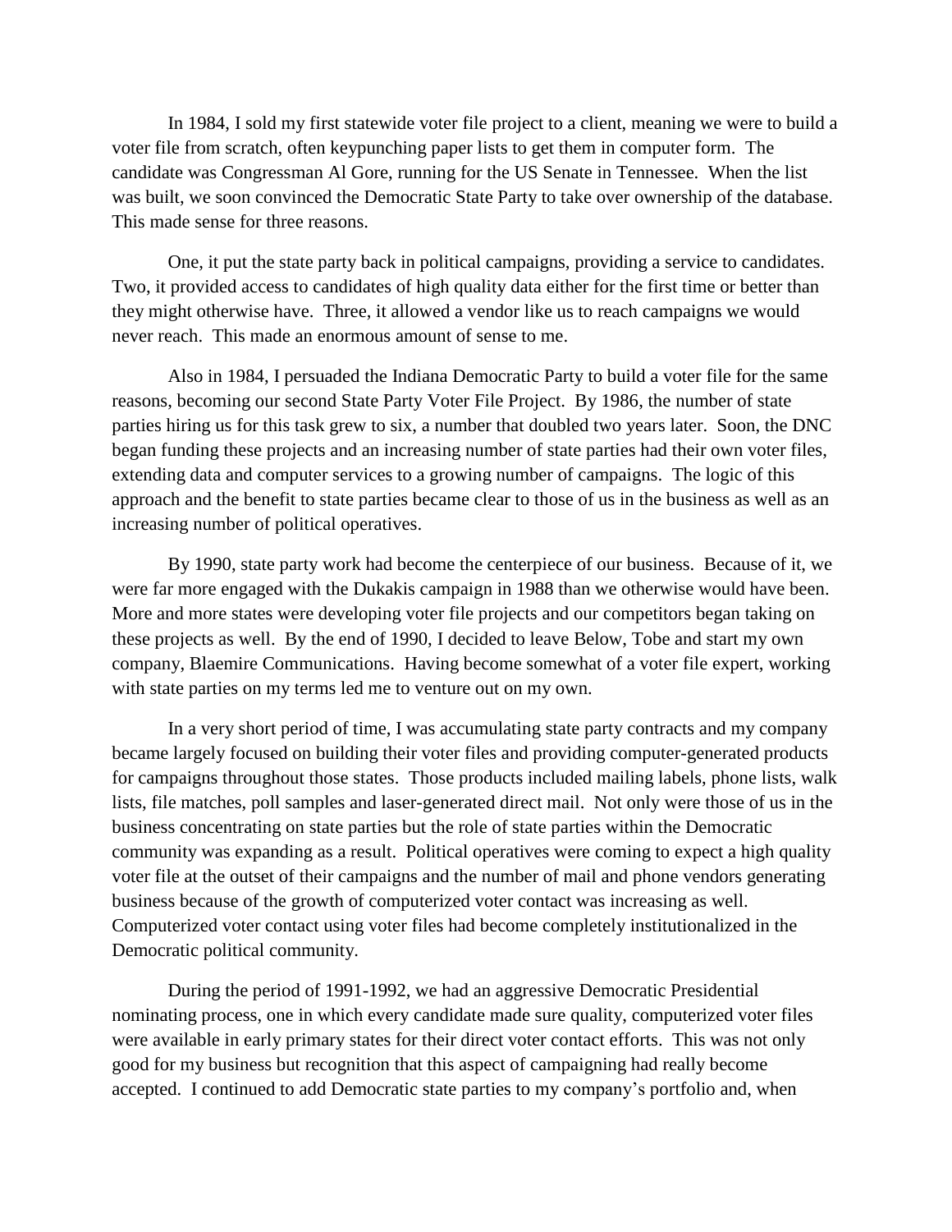In 1984, I sold my first statewide voter file project to a client, meaning we were to build a voter file from scratch, often keypunching paper lists to get them in computer form. The candidate was Congressman Al Gore, running for the US Senate in Tennessee. When the list was built, we soon convinced the Democratic State Party to take over ownership of the database. This made sense for three reasons.

One, it put the state party back in political campaigns, providing a service to candidates. Two, it provided access to candidates of high quality data either for the first time or better than they might otherwise have. Three, it allowed a vendor like us to reach campaigns we would never reach. This made an enormous amount of sense to me.

Also in 1984, I persuaded the Indiana Democratic Party to build a voter file for the same reasons, becoming our second State Party Voter File Project. By 1986, the number of state parties hiring us for this task grew to six, a number that doubled two years later. Soon, the DNC began funding these projects and an increasing number of state parties had their own voter files, extending data and computer services to a growing number of campaigns. The logic of this approach and the benefit to state parties became clear to those of us in the business as well as an increasing number of political operatives.

By 1990, state party work had become the centerpiece of our business. Because of it, we were far more engaged with the Dukakis campaign in 1988 than we otherwise would have been. More and more states were developing voter file projects and our competitors began taking on these projects as well. By the end of 1990, I decided to leave Below, Tobe and start my own company, Blaemire Communications. Having become somewhat of a voter file expert, working with state parties on my terms led me to venture out on my own.

In a very short period of time, I was accumulating state party contracts and my company became largely focused on building their voter files and providing computer-generated products for campaigns throughout those states. Those products included mailing labels, phone lists, walk lists, file matches, poll samples and laser-generated direct mail. Not only were those of us in the business concentrating on state parties but the role of state parties within the Democratic community was expanding as a result. Political operatives were coming to expect a high quality voter file at the outset of their campaigns and the number of mail and phone vendors generating business because of the growth of computerized voter contact was increasing as well. Computerized voter contact using voter files had become completely institutionalized in the Democratic political community.

During the period of 1991-1992, we had an aggressive Democratic Presidential nominating process, one in which every candidate made sure quality, computerized voter files were available in early primary states for their direct voter contact efforts. This was not only good for my business but recognition that this aspect of campaigning had really become accepted. I continued to add Democratic state parties to my company's portfolio and, when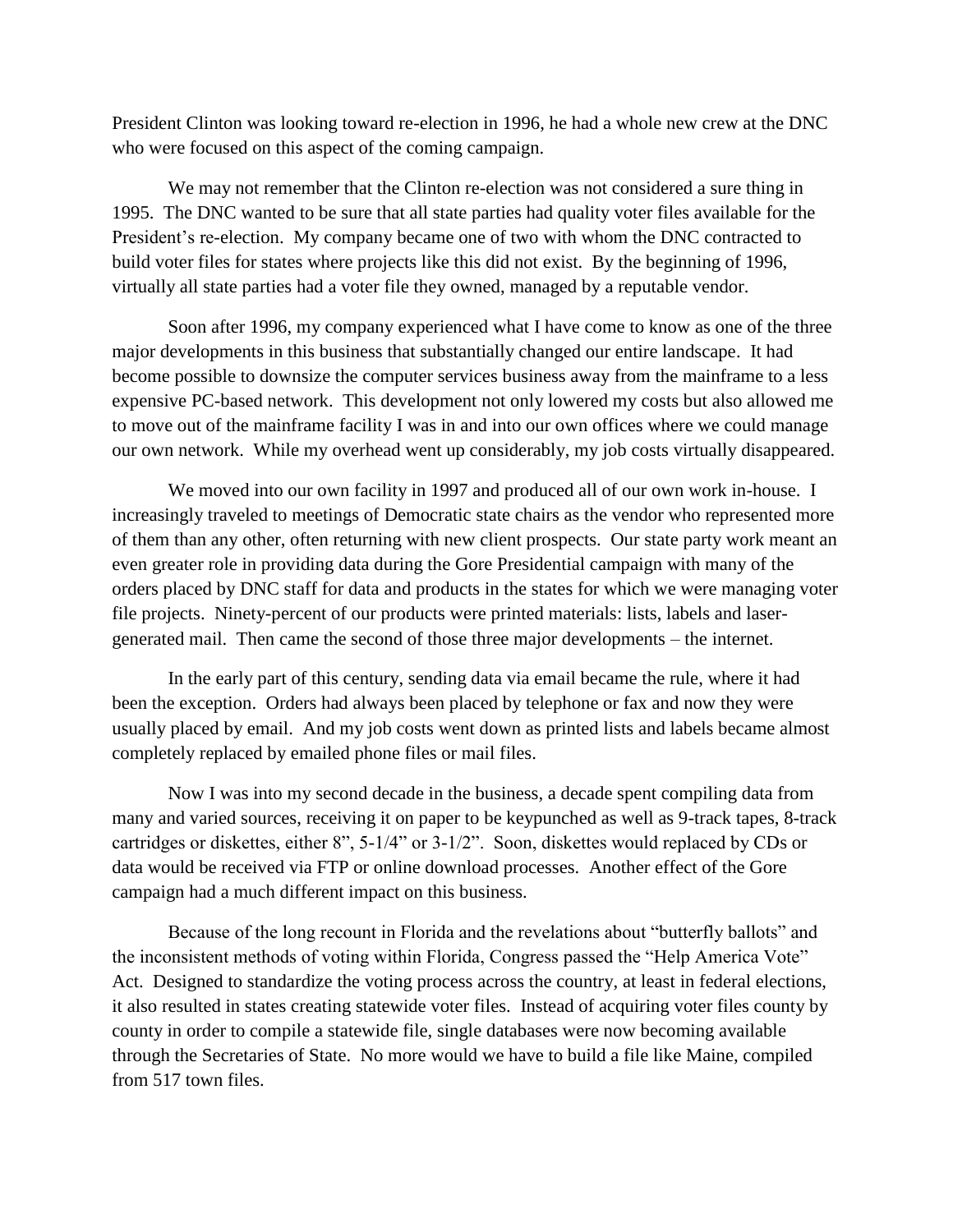President Clinton was looking toward re-election in 1996, he had a whole new crew at the DNC who were focused on this aspect of the coming campaign.

We may not remember that the Clinton re-election was not considered a sure thing in 1995. The DNC wanted to be sure that all state parties had quality voter files available for the President's re-election. My company became one of two with whom the DNC contracted to build voter files for states where projects like this did not exist. By the beginning of 1996, virtually all state parties had a voter file they owned, managed by a reputable vendor.

Soon after 1996, my company experienced what I have come to know as one of the three major developments in this business that substantially changed our entire landscape. It had become possible to downsize the computer services business away from the mainframe to a less expensive PC-based network. This development not only lowered my costs but also allowed me to move out of the mainframe facility I was in and into our own offices where we could manage our own network. While my overhead went up considerably, my job costs virtually disappeared.

We moved into our own facility in 1997 and produced all of our own work in-house. I increasingly traveled to meetings of Democratic state chairs as the vendor who represented more of them than any other, often returning with new client prospects. Our state party work meant an even greater role in providing data during the Gore Presidential campaign with many of the orders placed by DNC staff for data and products in the states for which we were managing voter file projects. Ninety-percent of our products were printed materials: lists, labels and laser-generated mail. Then came the second of those three major developments – the internet.

In the early part of this century, sending data via email became the rule, where it had been the exception. Orders had always been placed by telephone or fax and now they were usually placed by email. And my job costs went down as printed lists and labels became almost completely replaced by emailed phone files or mail files.

Now I was into my second decade in the business, a decade spent compiling data from many and varied sources, receiving it on paper to be keypunched as well as 9-track tapes, 8-track cartridges or diskettes, either 8", 5-1/4" or 3-1/2". Soon, diskettes would replaced by CDs or data would be received via FTP or online download processes. Another effect of the Gore campaign had a much different impact on this business.

Because of the long recount in Florida and the revelations about "butterfly ballots" and the inconsistent methods of voting within Florida, Congress passed the "Help America Vote" Act. Designed to standardize the voting process across the country, at least in federal elections, it also resulted in states creating statewide voter files. Instead of acquiring voter files county by county in order to compile a statewide file, single databases were now becoming available through the Secretaries of State. No more would we have to build a file like Maine, compiled from 517 town files.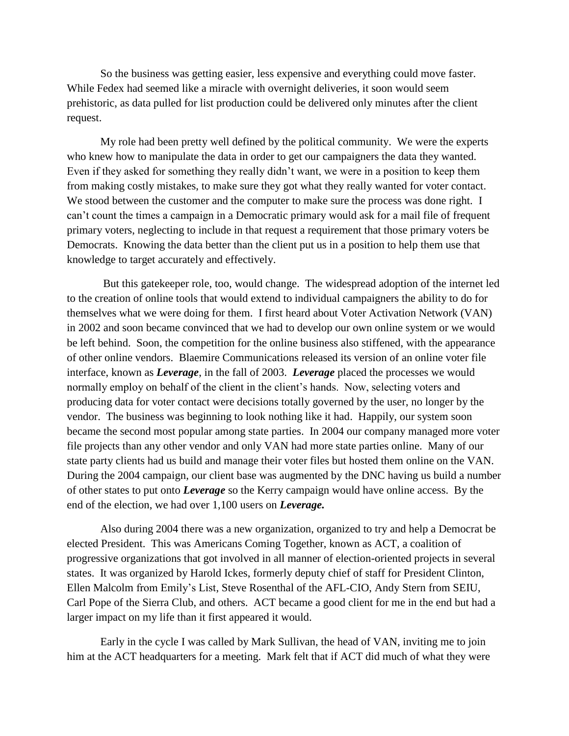So the business was getting easier, less expensive and everything could move faster. While Fedex had seemed like a miracle with overnight deliveries, it soon would seem prehistoric, as data pulled for list production could be delivered only minutes after the client request.

My role had been pretty well defined by the political community. We were the experts who knew how to manipulate the data in order to get our campaigners the data they wanted. Even if they asked for something they really didn't want, we were in a position to keep them from making costly mistakes, to make sure they got what they really wanted for voter contact. We stood between the customer and the computer to make sure the process was done right. I can't count the times a campaign in a Democratic primary would ask for a mail file of frequent primary voters, neglecting to include in that request a requirement that those primary voters be Democrats. Knowing the data better than the client put us in a position to help them use that knowledge to target accurately and effectively.

But this gatekeeper role, too, would change. The widespread adoption of the internet led to the creation of online tools that would extend to individual campaigners the ability to do for themselves what we were doing for them. I first heard about Voter Activation Network (VAN) in 2002 and soon became convinced that we had to develop our own online system or we would be left behind. Soon, the competition for the online business also stiffened, with the appearance of other online vendors. Blaemire Communications released its version of an online voter file interface, known as ***Leverage***, in the fall of 2003. ***Leverage*** placed the processes we would normally employ on behalf of the client in the client's hands. Now, selecting voters and producing data for voter contact were decisions totally governed by the user, no longer by the vendor. The business was beginning to look nothing like it had. Happily, our system soon became the second most popular among state parties. In 2004 our company managed more voter file projects than any other vendor and only VAN had more state parties online. Many of our state party clients had us build and manage their voter files but hosted them online on the VAN. During the 2004 campaign, our client base was augmented by the DNC having us build a number of other states to put onto ***Leverage*** so the Kerry campaign would have online access. By the end of the election, we had over 1,100 users on ***Leverage.***

Also during 2004 there was a new organization, organized to try and help a Democrat be elected President. This was Americans Coming Together, known as ACT, a coalition of progressive organizations that got involved in all manner of election-oriented projects in several states. It was organized by Harold Ickes, formerly deputy chief of staff for President Clinton, Ellen Malcolm from Emily's List, Steve Rosenthal of the AFL-CIO, Andy Stern from SEIU, Carl Pope of the Sierra Club, and others. ACT became a good client for me in the end but had a larger impact on my life than it first appeared it would.

Early in the cycle I was called by Mark Sullivan, the head of VAN, inviting me to join him at the ACT headquarters for a meeting. Mark felt that if ACT did much of what they were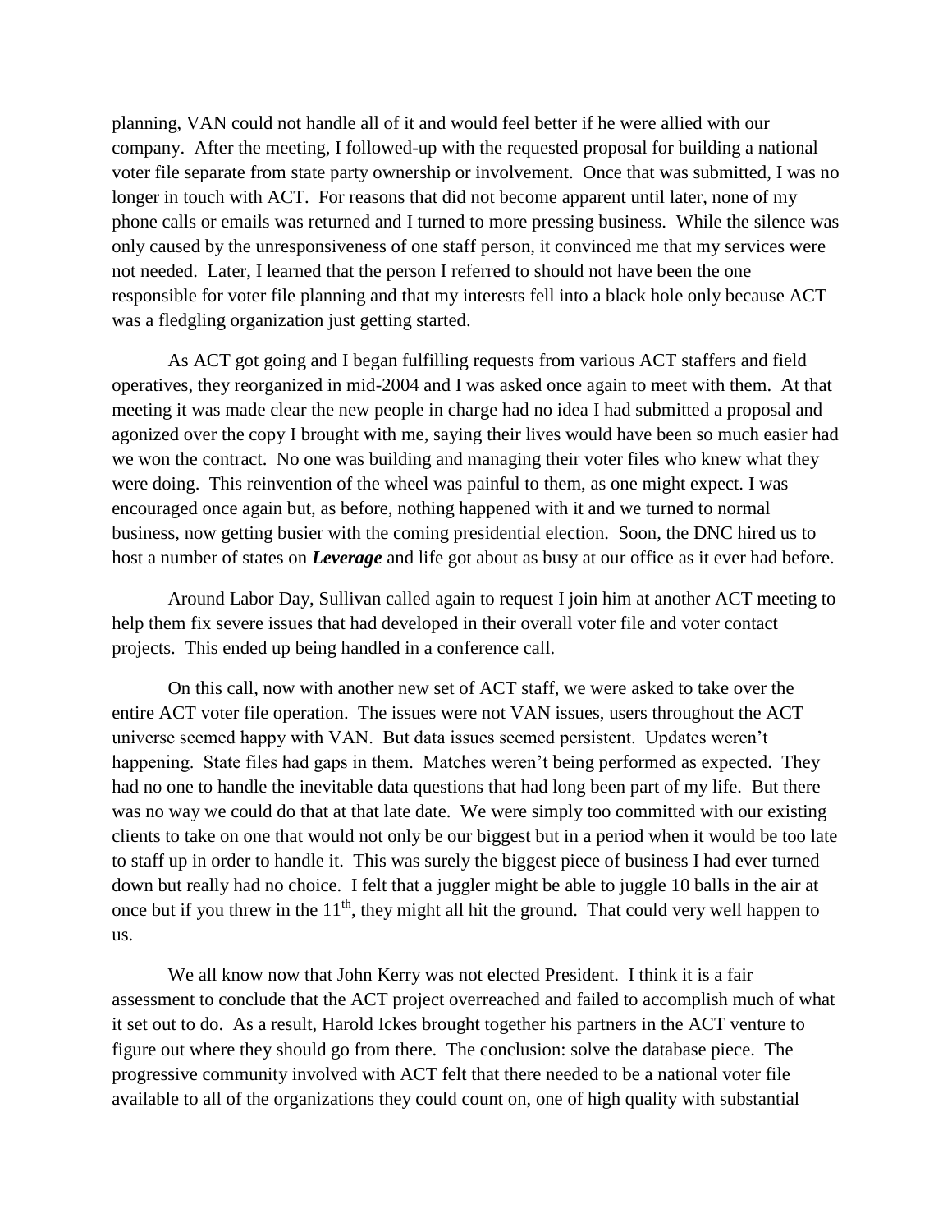planning, VAN could not handle all of it and would feel better if he were allied with our company. After the meeting, I followed-up with the requested proposal for building a national voter file separate from state party ownership or involvement. Once that was submitted, I was no longer in touch with ACT. For reasons that did not become apparent until later, none of my phone calls or emails was returned and I turned to more pressing business. While the silence was only caused by the unresponsiveness of one staff person, it convinced me that my services were not needed. Later, I learned that the person I referred to should not have been the one responsible for voter file planning and that my interests fell into a black hole only because ACT was a fledgling organization just getting started.

As ACT got going and I began fulfilling requests from various ACT staffers and field operatives, they reorganized in mid-2004 and I was asked once again to meet with them. At that meeting it was made clear the new people in charge had no idea I had submitted a proposal and agonized over the copy I brought with me, saying their lives would have been so much easier had we won the contract. No one was building and managing their voter files who knew what they were doing. This reinvention of the wheel was painful to them, as one might expect. I was encouraged once again but, as before, nothing happened with it and we turned to normal business, now getting busier with the coming presidential election. Soon, the DNC hired us to host a number of states on ***Leverage*** and life got about as busy at our office as it ever had before.

Around Labor Day, Sullivan called again to request I join him at another ACT meeting to help them fix severe issues that had developed in their overall voter file and voter contact projects. This ended up being handled in a conference call.

On this call, now with another new set of ACT staff, we were asked to take over the entire ACT voter file operation. The issues were not VAN issues, users throughout the ACT universe seemed happy with VAN. But data issues seemed persistent. Updates weren't happening. State files had gaps in them. Matches weren't being performed as expected. They had no one to handle the inevitable data questions that had long been part of my life. But there was no way we could do that at that late date. We were simply too committed with our existing clients to take on one that would not only be our biggest but in a period when it would be too late to staff up in order to handle it. This was surely the biggest piece of business I had ever turned down but really had no choice. I felt that a juggler might be able to juggle 10 balls in the air at once but if you threw in the 11th, they might all hit the ground. That could very well happen to us.

We all know now that John Kerry was not elected President. I think it is a fair assessment to conclude that the ACT project overreached and failed to accomplish much of what it set out to do. As a result, Harold Ickes brought together his partners in the ACT venture to figure out where they should go from there. The conclusion: solve the database piece. The progressive community involved with ACT felt that there needed to be a national voter file available to all of the organizations they could count on, one of high quality with substantial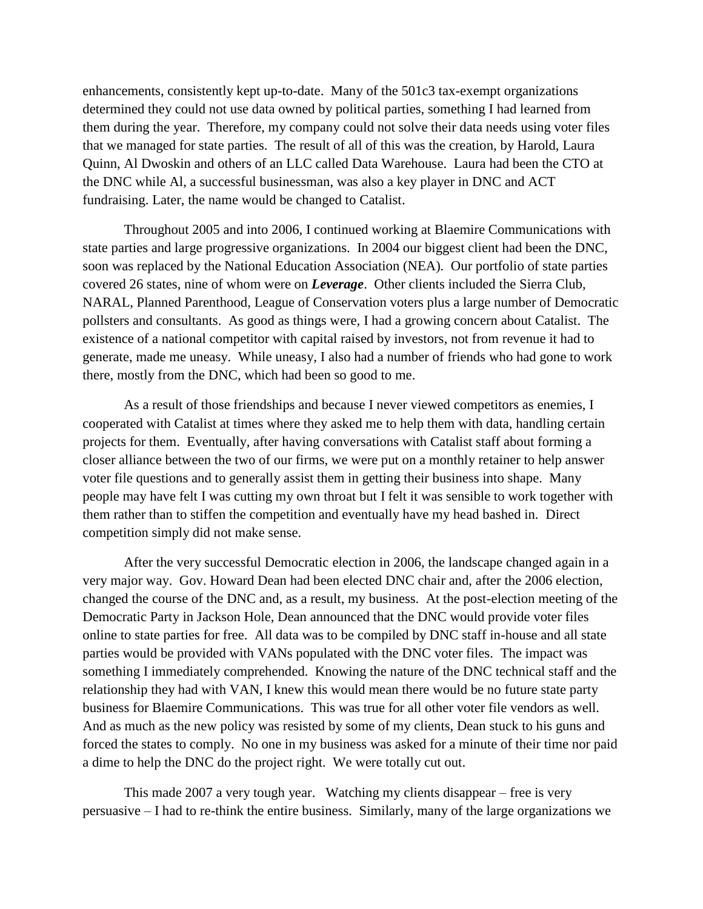enhancements, consistently kept up-to-date. Many of the 501c3 tax-exempt organizations determined they could not use data owned by political parties, something I had learned from them during the year. Therefore, my company could not solve their data needs using voter files that we managed for state parties. The result of all of this was the creation, by Harold, Laura Quinn, Al Dwoskin and others of an LLC called Data Warehouse. Laura had been the CTO at the DNC while Al, a successful businessman, was also a key player in DNC and ACT fundraising. Later, the name would be changed to Catalist.

Throughout 2005 and into 2006, I continued working at Blaemire Communications with state parties and large progressive organizations. In 2004 our biggest client had been the DNC, soon was replaced by the National Education Association (NEA). Our portfolio of state parties covered 26 states, nine of whom were on ***Leverage***. Other clients included the Sierra Club, NARAL, Planned Parenthood, League of Conservation voters plus a large number of Democratic pollsters and consultants. As good as things were, I had a growing concern about Catalist. The existence of a national competitor with capital raised by investors, not from revenue it had to generate, made me uneasy. While uneasy, I also had a number of friends who had gone to work there, mostly from the DNC, which had been so good to me.

As a result of those friendships and because I never viewed competitors as enemies, I cooperated with Catalist at times where they asked me to help them with data, handling certain projects for them. Eventually, after having conversations with Catalist staff about forming a closer alliance between the two of our firms, we were put on a monthly retainer to help answer voter file questions and to generally assist them in getting their business into shape. Many people may have felt I was cutting my own throat but I felt it was sensible to work together with them rather than to stiffen the competition and eventually have my head bashed in. Direct competition simply did not make sense.

After the very successful Democratic election in 2006, the landscape changed again in a very major way. Gov. Howard Dean had been elected DNC chair and, after the 2006 election, changed the course of the DNC and, as a result, my business. At the post-election meeting of the Democratic Party in Jackson Hole, Dean announced that the DNC would provide voter files online to state parties for free. All data was to be compiled by DNC staff in-house and all state parties would be provided with VANs populated with the DNC voter files. The impact was something I immediately comprehended. Knowing the nature of the DNC technical staff and the relationship they had with VAN, I knew this would mean there would be no future state party business for Blaemire Communications. This was true for all other voter file vendors as well. And as much as the new policy was resisted by some of my clients, Dean stuck to his guns and forced the states to comply. No one in my business was asked for a minute of their time nor paid a dime to help the DNC do the project right. We were totally cut out.

This made 2007 a very tough year. Watching my clients disappear – free is very persuasive – I had to re-think the entire business. Similarly, many of the large organizations we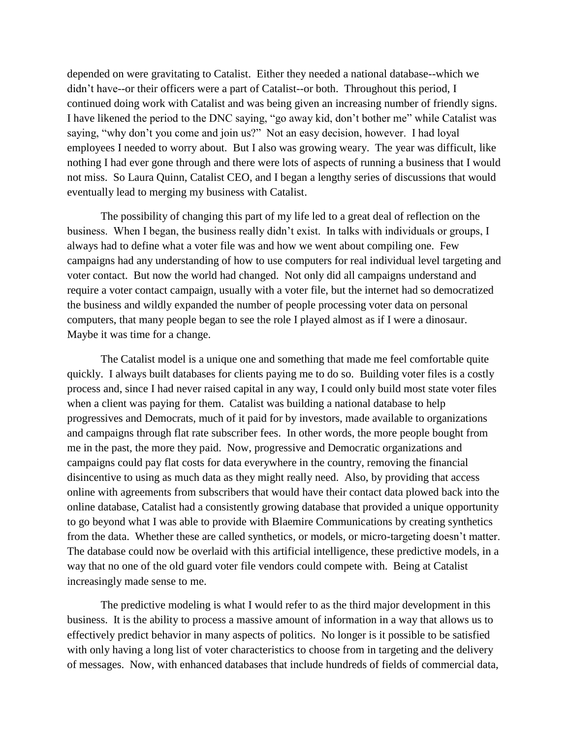depended on were gravitating to Catalist. Either they needed a national database--which we didn't have--or their officers were a part of Catalist--or both. Throughout this period, I continued doing work with Catalist and was being given an increasing number of friendly signs. I have likened the period to the DNC saying, "go away kid, don't bother me" while Catalist was saying, "why don't you come and join us?" Not an easy decision, however. I had loyal employees I needed to worry about. But I also was growing weary. The year was difficult, like nothing I had ever gone through and there were lots of aspects of running a business that I would not miss. So Laura Quinn, Catalist CEO, and I began a lengthy series of discussions that would eventually lead to merging my business with Catalist.

The possibility of changing this part of my life led to a great deal of reflection on the business. When I began, the business really didn't exist. In talks with individuals or groups, I always had to define what a voter file was and how we went about compiling one. Few campaigns had any understanding of how to use computers for real individual level targeting and voter contact. But now the world had changed. Not only did all campaigns understand and require a voter contact campaign, usually with a voter file, but the internet had so democratized the business and wildly expanded the number of people processing voter data on personal computers, that many people began to see the role I played almost as if I were a dinosaur. Maybe it was time for a change.

The Catalist model is a unique one and something that made me feel comfortable quite quickly. I always built databases for clients paying me to do so. Building voter files is a costly process and, since I had never raised capital in any way, I could only build most state voter files when a client was paying for them. Catalist was building a national database to help progressives and Democrats, much of it paid for by investors, made available to organizations and campaigns through flat rate subscriber fees. In other words, the more people bought from me in the past, the more they paid. Now, progressive and Democratic organizations and campaigns could pay flat costs for data everywhere in the country, removing the financial disincentive to using as much data as they might really need. Also, by providing that access online with agreements from subscribers that would have their contact data plowed back into the online database, Catalist had a consistently growing database that provided a unique opportunity to go beyond what I was able to provide with Blaemire Communications by creating synthetics from the data. Whether these are called synthetics, or models, or micro-targeting doesn't matter. The database could now be overlaid with this artificial intelligence, these predictive models, in a way that no one of the old guard voter file vendors could compete with. Being at Catalist increasingly made sense to me.

The predictive modeling is what I would refer to as the third major development in this business. It is the ability to process a massive amount of information in a way that allows us to effectively predict behavior in many aspects of politics. No longer is it possible to be satisfied with only having a long list of voter characteristics to choose from in targeting and the delivery of messages. Now, with enhanced databases that include hundreds of fields of commercial data,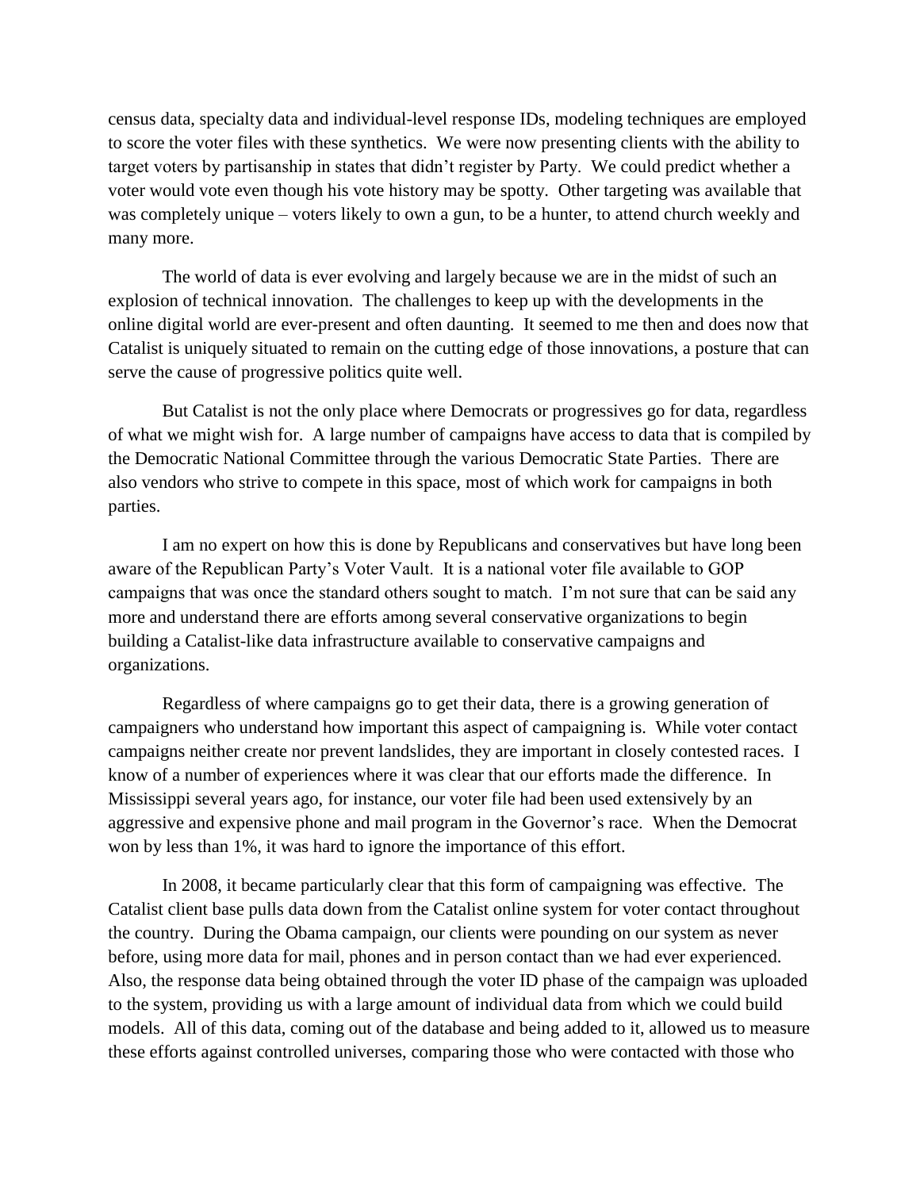census data, specialty data and individual-level response IDs, modeling techniques are employed to score the voter files with these synthetics. We were now presenting clients with the ability to target voters by partisanship in states that didn't register by Party. We could predict whether a voter would vote even though his vote history may be spotty. Other targeting was available that was completely unique – voters likely to own a gun, to be a hunter, to attend church weekly and many more.

The world of data is ever evolving and largely because we are in the midst of such an explosion of technical innovation. The challenges to keep up with the developments in the online digital world are ever-present and often daunting. It seemed to me then and does now that Catalist is uniquely situated to remain on the cutting edge of those innovations, a posture that can serve the cause of progressive politics quite well.

But Catalist is not the only place where Democrats or progressives go for data, regardless of what we might wish for. A large number of campaigns have access to data that is compiled by the Democratic National Committee through the various Democratic State Parties. There are also vendors who strive to compete in this space, most of which work for campaigns in both parties.

I am no expert on how this is done by Republicans and conservatives but have long been aware of the Republican Party's Voter Vault. It is a national voter file available to GOP campaigns that was once the standard others sought to match. I'm not sure that can be said any more and understand there are efforts among several conservative organizations to begin building a Catalist-like data infrastructure available to conservative campaigns and organizations.

Regardless of where campaigns go to get their data, there is a growing generation of campaigners who understand how important this aspect of campaigning is. While voter contact campaigns neither create nor prevent landslides, they are important in closely contested races. I know of a number of experiences where it was clear that our efforts made the difference. In Mississippi several years ago, for instance, our voter file had been used extensively by an aggressive and expensive phone and mail program in the Governor's race. When the Democrat won by less than 1%, it was hard to ignore the importance of this effort.

In 2008, it became particularly clear that this form of campaigning was effective. The Catalist client base pulls data down from the Catalist online system for voter contact throughout the country. During the Obama campaign, our clients were pounding on our system as never before, using more data for mail, phones and in person contact than we had ever experienced. Also, the response data being obtained through the voter ID phase of the campaign was uploaded to the system, providing us with a large amount of individual data from which we could build models. All of this data, coming out of the database and being added to it, allowed us to measure these efforts against controlled universes, comparing those who were contacted with those who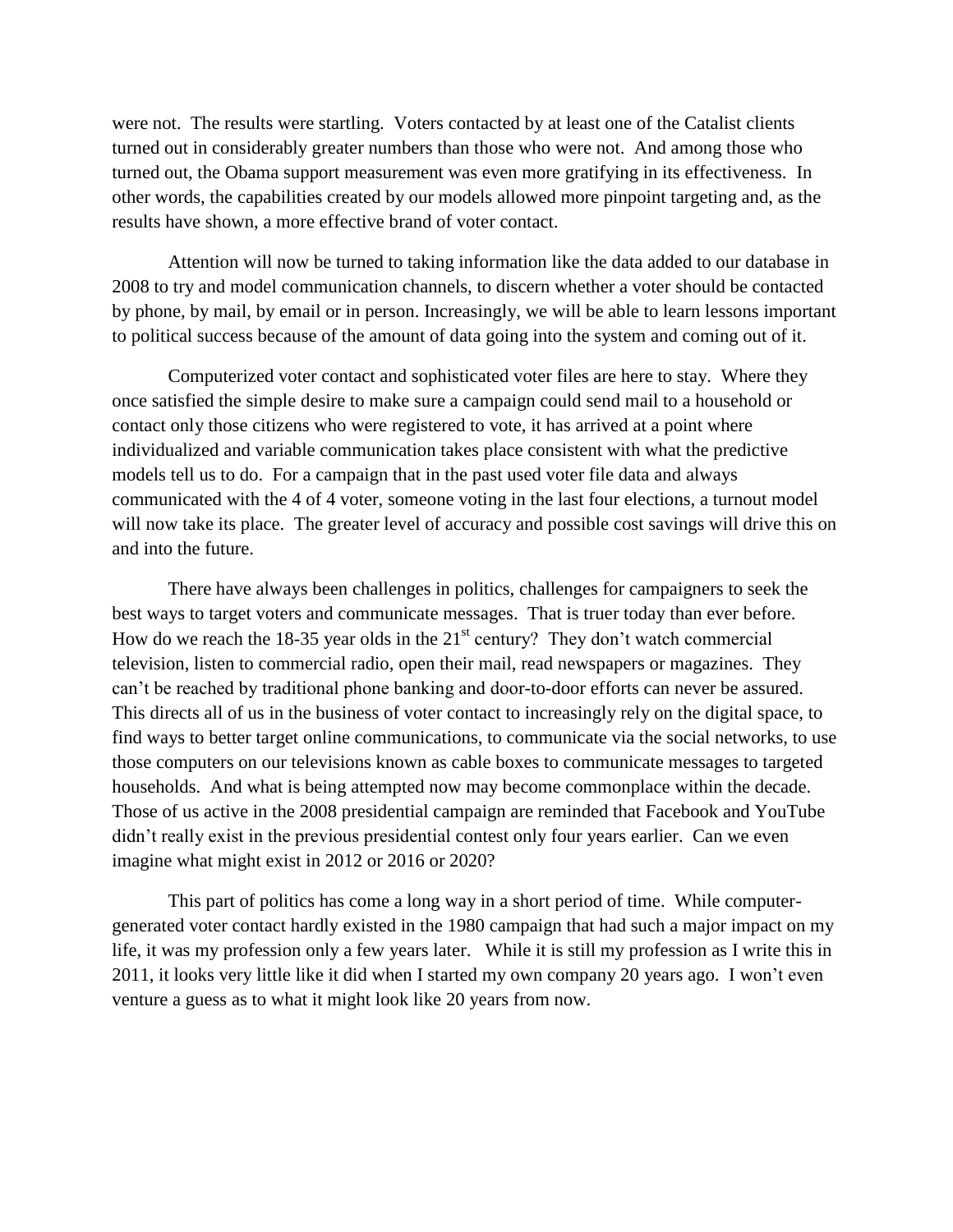were not. The results were startling. Voters contacted by at least one of the Catalist clients turned out in considerably greater numbers than those who were not. And among those who turned out, the Obama support measurement was even more gratifying in its effectiveness. In other words, the capabilities created by our models allowed more pinpoint targeting and, as the results have shown, a more effective brand of voter contact.

Attention will now be turned to taking information like the data added to our database in 2008 to try and model communication channels, to discern whether a voter should be contacted by phone, by mail, by email or in person. Increasingly, we will be able to learn lessons important to political success because of the amount of data going into the system and coming out of it.

Computerized voter contact and sophisticated voter files are here to stay. Where they once satisfied the simple desire to make sure a campaign could send mail to a household or contact only those citizens who were registered to vote, it has arrived at a point where individualized and variable communication takes place consistent with what the predictive models tell us to do. For a campaign that in the past used voter file data and always communicated with the 4 of 4 voter, someone voting in the last four elections, a turnout model will now take its place. The greater level of accuracy and possible cost savings will drive this on and into the future.

There have always been challenges in politics, challenges for campaigners to seek the best ways to target voters and communicate messages. That is truer today than ever before. How do we reach the 18-35 year olds in the 21st century? They don't watch commercial television, listen to commercial radio, open their mail, read newspapers or magazines. They can't be reached by traditional phone banking and door-to-door efforts can never be assured. This directs all of us in the business of voter contact to increasingly rely on the digital space, to find ways to better target online communications, to communicate via the social networks, to use those computers on our televisions known as cable boxes to communicate messages to targeted households. And what is being attempted now may become commonplace within the decade. Those of us active in the 2008 presidential campaign are reminded that Facebook and YouTube didn't really exist in the previous presidential contest only four years earlier. Can we even imagine what might exist in 2012 or 2016 or 2020?

This part of politics has come a long way in a short period of time. While computer-generated voter contact hardly existed in the 1980 campaign that had such a major impact on my life, it was my profession only a few years later. While it is still my profession as I write this in 2011, it looks very little like it did when I started my own company 20 years ago. I won't even venture a guess as to what it might look like 20 years from now.